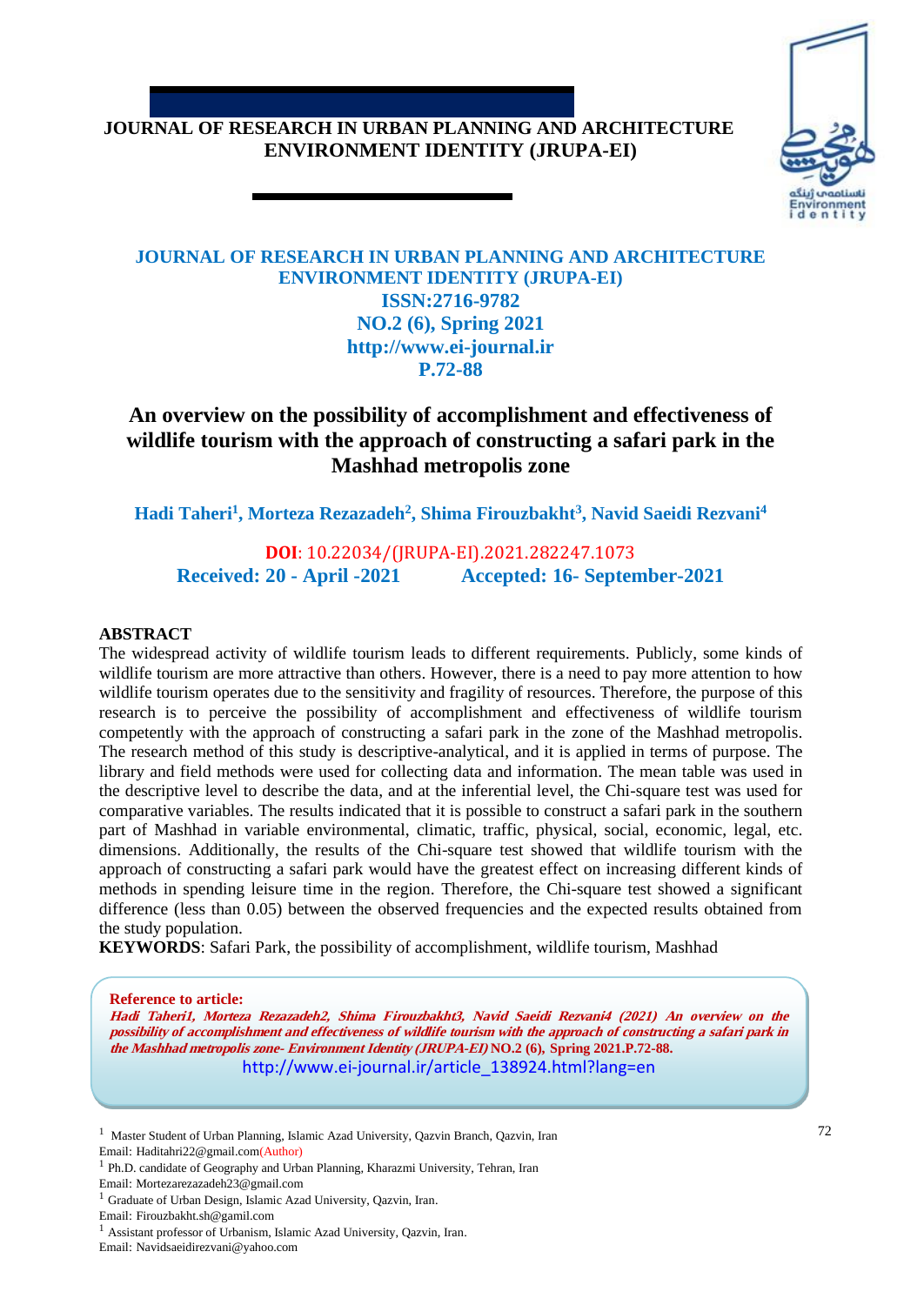**JOURNAL OF RESEARCH IN URBAN PLANNING AND ARCHITECTURE ENVIRONMENT IDENTITY (JRUPA-EI)**

**JOURNAL OF RESEARCH IN URBAN PLANNING AND ARCHITECTURE ENVIRONMENT IDENTITY (JRUPA-EI)**
**ISSN:2716-9782**
**NO.2 (6), Spring 2021**
**http://www.ei-journal.ir**
**P.72-88**

# An overview on the possibility of accomplishment and effectiveness of wildlife tourism with the approach of constructing a safari park in the Mashhad metropolis zone

**Hadi Taheri[1], Morteza Rezazadeh[2], Shima Firouzbakht[3], Navid Saeidi Rezvani[4]**

**DOI**: 10.22034/(JRUPA-EI).2021.282247.1073

**Received: 20 - April -2021** **Accepted: 16- September-2021**

## ABSTRACT

The widespread activity of wildlife tourism leads to different requirements. Publicly, some kinds of wildlife tourism are more attractive than others. However, there is a need to pay more attention to how wildlife tourism operates due to the sensitivity and fragility of resources. Therefore, the purpose of this research is to perceive the possibility of accomplishment and effectiveness of wildlife tourism competently with the approach of constructing a safari park in the zone of the Mashhad metropolis. The research method of this study is descriptive-analytical, and it is applied in terms of purpose. The library and field methods were used for collecting data and information. The mean table was used in the descriptive level to describe the data, and at the inferential level, the Chi-square test was used for comparative variables. The results indicated that it is possible to construct a safari park in the southern part of Mashhad in variable environmental, climatic, traffic, physical, social, economic, legal, etc. dimensions. Additionally, the results of the Chi-square test showed that wildlife tourism with the approach of constructing a safari park would have the greatest effect on increasing different kinds of methods in spending leisure time in the region. Therefore, the Chi-square test showed a significant difference (less than 0.05) between the observed frequencies and the expected results obtained from the study population.

**KEYWORDS**: Safari Park, the possibility of accomplishment, wildlife tourism, Mashhad

**Reference to article:**
***Hadi Taheri1, Morteza Rezazadeh2, Shima Firouzbakht3, Navid Saeidi Rezvani4 (2021) An overview on the possibility of accomplishment and effectiveness of wildlife tourism with the approach of constructing a safari park in the Mashhad metropolis zone- Environment Identity (JRUPA-EI)* NO.2 (6), Spring 2021.P.72-88.**
http://www.ei-journal.ir/article_138924.html?lang=en

---

[1] Master Student of Urban Planning, Islamic Azad University, Qazvin Branch, Qazvin, Iran
Email: Haditahri22@gmail.com(Author)

[1] Ph.D. candidate of Geography and Urban Planning, Kharazmi University, Tehran, Iran
Email: Mortezarezazadeh23@gmail.com

[1] Graduate of Urban Design, Islamic Azad University, Qazvin, Iran.
Email: Firouzbakht.sh@gamil.com

[1] Assistant professor of Urbanism, Islamic Azad University, Qazvin, Iran.
Email: Navidsaeidirezvani@yahoo.com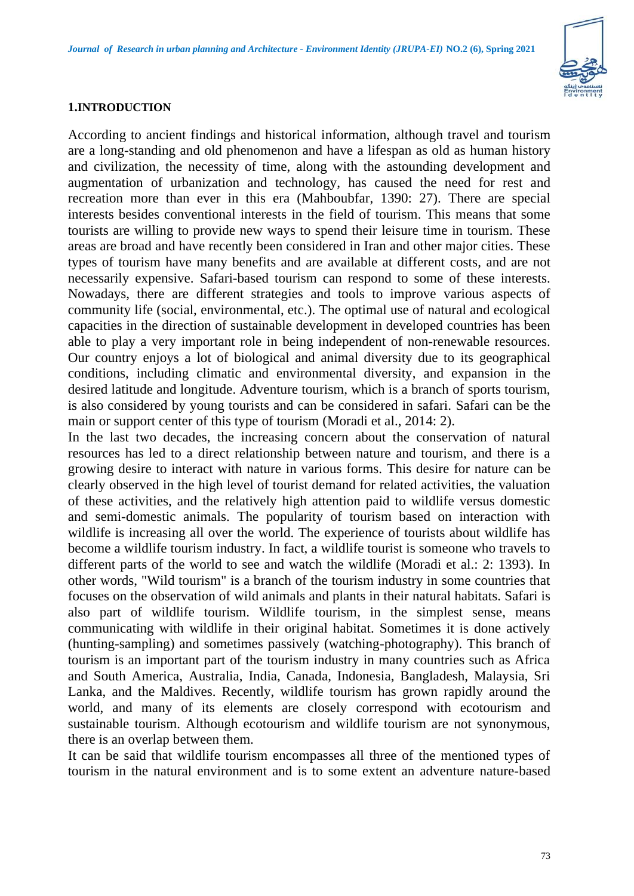## 1.INTRODUCTION

According to ancient findings and historical information, although travel and tourism are a long-standing and old phenomenon and have a lifespan as old as human history and civilization, the necessity of time, along with the astounding development and augmentation of urbanization and technology, has caused the need for rest and recreation more than ever in this era (Mahboubfar, 1390: 27). There are special interests besides conventional interests in the field of tourism. This means that some tourists are willing to provide new ways to spend their leisure time in tourism. These areas are broad and have recently been considered in Iran and other major cities. These types of tourism have many benefits and are available at different costs, and are not necessarily expensive. Safari-based tourism can respond to some of these interests. Nowadays, there are different strategies and tools to improve various aspects of community life (social, environmental, etc.). The optimal use of natural and ecological capacities in the direction of sustainable development in developed countries has been able to play a very important role in being independent of non-renewable resources. Our country enjoys a lot of biological and animal diversity due to its geographical conditions, including climatic and environmental diversity, and expansion in the desired latitude and longitude. Adventure tourism, which is a branch of sports tourism, is also considered by young tourists and can be considered in safari. Safari can be the main or support center of this type of tourism (Moradi et al., 2014: 2).

In the last two decades, the increasing concern about the conservation of natural resources has led to a direct relationship between nature and tourism, and there is a growing desire to interact with nature in various forms. This desire for nature can be clearly observed in the high level of tourist demand for related activities, the valuation of these activities, and the relatively high attention paid to wildlife versus domestic and semi-domestic animals. The popularity of tourism based on interaction with wildlife is increasing all over the world. The experience of tourists about wildlife has become a wildlife tourism industry. In fact, a wildlife tourist is someone who travels to different parts of the world to see and watch the wildlife (Moradi et al.: 2: 1393). In other words, "Wild tourism" is a branch of the tourism industry in some countries that focuses on the observation of wild animals and plants in their natural habitats. Safari is also part of wildlife tourism. Wildlife tourism, in the simplest sense, means communicating with wildlife in their original habitat. Sometimes it is done actively (hunting-sampling) and sometimes passively (watching-photography). This branch of tourism is an important part of the tourism industry in many countries such as Africa and South America, Australia, India, Canada, Indonesia, Bangladesh, Malaysia, Sri Lanka, and the Maldives. Recently, wildlife tourism has grown rapidly around the world, and many of its elements are closely correspond with ecotourism and sustainable tourism. Although ecotourism and wildlife tourism are not synonymous, there is an overlap between them.

It can be said that wildlife tourism encompasses all three of the mentioned types of tourism in the natural environment and is to some extent an adventure nature-based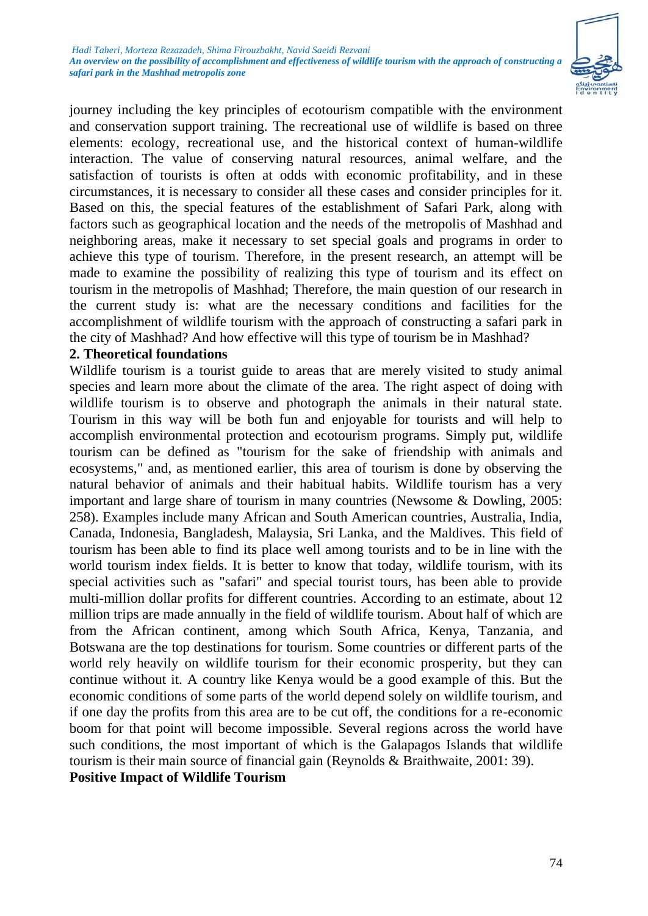journey including the key principles of ecotourism compatible with the environment and conservation support training. The recreational use of wildlife is based on three elements: ecology, recreational use, and the historical context of human-wildlife interaction. The value of conserving natural resources, animal welfare, and the satisfaction of tourists is often at odds with economic profitability, and in these circumstances, it is necessary to consider all these cases and consider principles for it. Based on this, the special features of the establishment of Safari Park, along with factors such as geographical location and the needs of the metropolis of Mashhad and neighboring areas, make it necessary to set special goals and programs in order to achieve this type of tourism. Therefore, in the present research, an attempt will be made to examine the possibility of realizing this type of tourism and its effect on tourism in the metropolis of Mashhad; Therefore, the main question of our research in the current study is: what are the necessary conditions and facilities for the accomplishment of wildlife tourism with the approach of constructing a safari park in the city of Mashhad? And how effective will this type of tourism be in Mashhad?

## 2. Theoretical foundations

Wildlife tourism is a tourist guide to areas that are merely visited to study animal species and learn more about the climate of the area. The right aspect of doing with wildlife tourism is to observe and photograph the animals in their natural state. Tourism in this way will be both fun and enjoyable for tourists and will help to accomplish environmental protection and ecotourism programs. Simply put, wildlife tourism can be defined as "tourism for the sake of friendship with animals and ecosystems," and, as mentioned earlier, this area of tourism is done by observing the natural behavior of animals and their habitual habits. Wildlife tourism has a very important and large share of tourism in many countries (Newsome & Dowling, 2005: 258). Examples include many African and South American countries, Australia, India, Canada, Indonesia, Bangladesh, Malaysia, Sri Lanka, and the Maldives. This field of tourism has been able to find its place well among tourists and to be in line with the world tourism index fields. It is better to know that today, wildlife tourism, with its special activities such as "safari" and special tourist tours, has been able to provide multi-million dollar profits for different countries. According to an estimate, about 12 million trips are made annually in the field of wildlife tourism. About half of which are from the African continent, among which South Africa, Kenya, Tanzania, and Botswana are the top destinations for tourism. Some countries or different parts of the world rely heavily on wildlife tourism for their economic prosperity, but they can continue without it. A country like Kenya would be a good example of this. But the economic conditions of some parts of the world depend solely on wildlife tourism, and if one day the profits from this area are to be cut off, the conditions for a re-economic boom for that point will become impossible. Several regions across the world have such conditions, the most important of which is the Galapagos Islands that wildlife tourism is their main source of financial gain (Reynolds & Braithwaite, 2001: 39).

### Positive Impact of Wildlife Tourism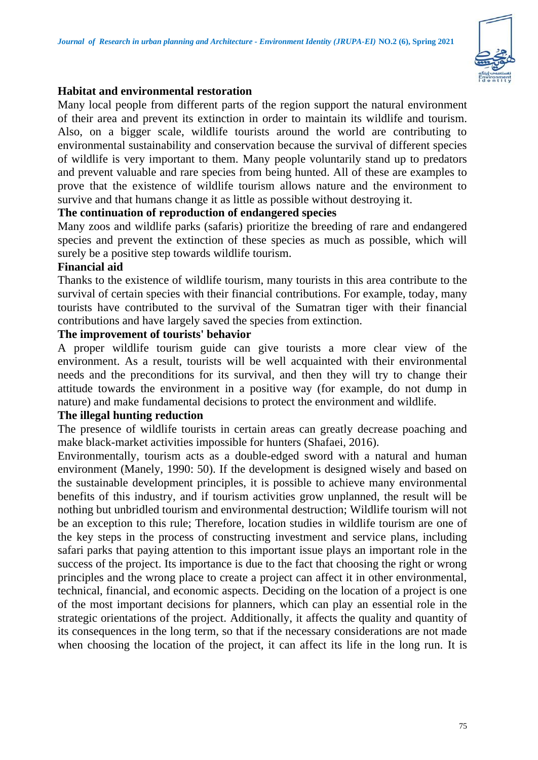### Habitat and environmental restoration

Many local people from different parts of the region support the natural environment of their area and prevent its extinction in order to maintain its wildlife and tourism. Also, on a bigger scale, wildlife tourists around the world are contributing to environmental sustainability and conservation because the survival of different species of wildlife is very important to them. Many people voluntarily stand up to predators and prevent valuable and rare species from being hunted. All of these are examples to prove that the existence of wildlife tourism allows nature and the environment to survive and that humans change it as little as possible without destroying it.

### The continuation of reproduction of endangered species

Many zoos and wildlife parks (safaris) prioritize the breeding of rare and endangered species and prevent the extinction of these species as much as possible, which will surely be a positive step towards wildlife tourism.

### Financial aid

Thanks to the existence of wildlife tourism, many tourists in this area contribute to the survival of certain species with their financial contributions. For example, today, many tourists have contributed to the survival of the Sumatran tiger with their financial contributions and have largely saved the species from extinction.

### The improvement of tourists' behavior

A proper wildlife tourism guide can give tourists a more clear view of the environment. As a result, tourists will be well acquainted with their environmental needs and the preconditions for its survival, and then they will try to change their attitude towards the environment in a positive way (for example, do not dump in nature) and make fundamental decisions to protect the environment and wildlife.

### The illegal hunting reduction

The presence of wildlife tourists in certain areas can greatly decrease poaching and make black-market activities impossible for hunters (Shafaei, 2016).

Environmentally, tourism acts as a double-edged sword with a natural and human environment (Manely, 1990: 50). If the development is designed wisely and based on the sustainable development principles, it is possible to achieve many environmental benefits of this industry, and if tourism activities grow unplanned, the result will be nothing but unbridled tourism and environmental destruction; Wildlife tourism will not be an exception to this rule; Therefore, location studies in wildlife tourism are one of the key steps in the process of constructing investment and service plans, including safari parks that paying attention to this important issue plays an important role in the success of the project. Its importance is due to the fact that choosing the right or wrong principles and the wrong place to create a project can affect it in other environmental, technical, financial, and economic aspects. Deciding on the location of a project is one of the most important decisions for planners, which can play an essential role in the strategic orientations of the project. Additionally, it affects the quality and quantity of its consequences in the long term, so that if the necessary considerations are not made when choosing the location of the project, it can affect its life in the long run. It is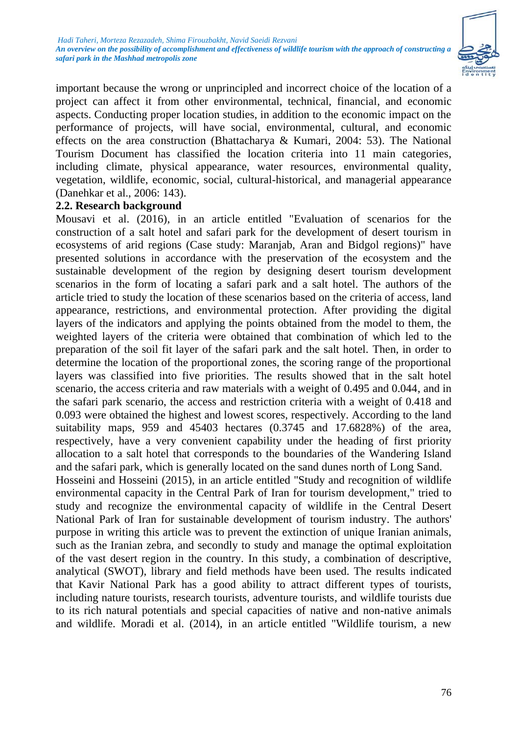important because the wrong or unprincipled and incorrect choice of the location of a project can affect it from other environmental, technical, financial, and economic aspects. Conducting proper location studies, in addition to the economic impact on the performance of projects, will have social, environmental, cultural, and economic effects on the area construction (Bhattacharya & Kumari, 2004: 53). The National Tourism Document has classified the location criteria into 11 main categories, including climate, physical appearance, water resources, environmental quality, vegetation, wildlife, economic, social, cultural-historical, and managerial appearance (Danehkar et al., 2006: 143).

### 2.2. Research background

Mousavi et al. (2016), in an article entitled "Evaluation of scenarios for the construction of a salt hotel and safari park for the development of desert tourism in ecosystems of arid regions (Case study: Maranjab, Aran and Bidgol regions)" have presented solutions in accordance with the preservation of the ecosystem and the sustainable development of the region by designing desert tourism development scenarios in the form of locating a safari park and a salt hotel. The authors of the article tried to study the location of these scenarios based on the criteria of access, land appearance, restrictions, and environmental protection. After providing the digital layers of the indicators and applying the points obtained from the model to them, the weighted layers of the criteria were obtained that combination of which led to the preparation of the soil fit layer of the safari park and the salt hotel. Then, in order to determine the location of the proportional zones, the scoring range of the proportional layers was classified into five priorities. The results showed that in the salt hotel scenario, the access criteria and raw materials with a weight of 0.495 and 0.044, and in the safari park scenario, the access and restriction criteria with a weight of 0.418 and 0.093 were obtained the highest and lowest scores, respectively. According to the land suitability maps, 959 and 45403 hectares (0.3745 and 17.6828%) of the area, respectively, have a very convenient capability under the heading of first priority allocation to a salt hotel that corresponds to the boundaries of the Wandering Island and the safari park, which is generally located on the sand dunes north of Long Sand.

Hosseini and Hosseini (2015), in an article entitled "Study and recognition of wildlife environmental capacity in the Central Park of Iran for tourism development," tried to study and recognize the environmental capacity of wildlife in the Central Desert National Park of Iran for sustainable development of tourism industry. The authors' purpose in writing this article was to prevent the extinction of unique Iranian animals, such as the Iranian zebra, and secondly to study and manage the optimal exploitation of the vast desert region in the country. In this study, a combination of descriptive, analytical (SWOT), library and field methods have been used. The results indicated that Kavir National Park has a good ability to attract different types of tourists, including nature tourists, research tourists, adventure tourists, and wildlife tourists due to its rich natural potentials and special capacities of native and non-native animals and wildlife. Moradi et al. (2014), in an article entitled "Wildlife tourism, a new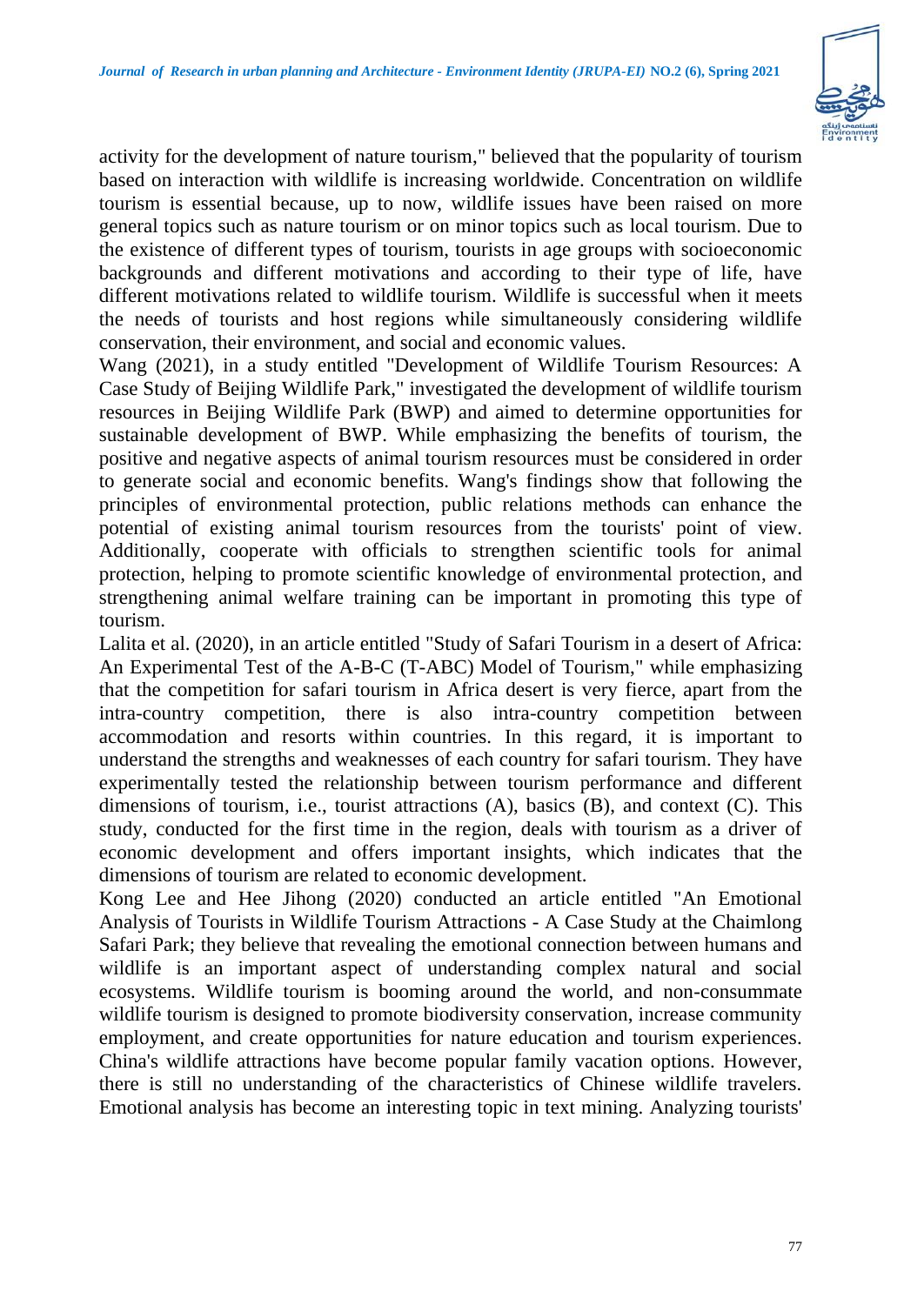activity for the development of nature tourism," believed that the popularity of tourism based on interaction with wildlife is increasing worldwide. Concentration on wildlife tourism is essential because, up to now, wildlife issues have been raised on more general topics such as nature tourism or on minor topics such as local tourism. Due to the existence of different types of tourism, tourists in age groups with socioeconomic backgrounds and different motivations and according to their type of life, have different motivations related to wildlife tourism. Wildlife is successful when it meets the needs of tourists and host regions while simultaneously considering wildlife conservation, their environment, and social and economic values.

Wang (2021), in a study entitled "Development of Wildlife Tourism Resources: A Case Study of Beijing Wildlife Park," investigated the development of wildlife tourism resources in Beijing Wildlife Park (BWP) and aimed to determine opportunities for sustainable development of BWP. While emphasizing the benefits of tourism, the positive and negative aspects of animal tourism resources must be considered in order to generate social and economic benefits. Wang's findings show that following the principles of environmental protection, public relations methods can enhance the potential of existing animal tourism resources from the tourists' point of view. Additionally, cooperate with officials to strengthen scientific tools for animal protection, helping to promote scientific knowledge of environmental protection, and strengthening animal welfare training can be important in promoting this type of tourism.

Lalita et al. (2020), in an article entitled "Study of Safari Tourism in a desert of Africa: An Experimental Test of the A-B-C (T-ABC) Model of Tourism," while emphasizing that the competition for safari tourism in Africa desert is very fierce, apart from the intra-country competition, there is also intra-country competition between accommodation and resorts within countries. In this regard, it is important to understand the strengths and weaknesses of each country for safari tourism. They have experimentally tested the relationship between tourism performance and different dimensions of tourism, i.e., tourist attractions (A), basics (B), and context (C). This study, conducted for the first time in the region, deals with tourism as a driver of economic development and offers important insights, which indicates that the dimensions of tourism are related to economic development.

Kong Lee and Hee Jihong (2020) conducted an article entitled "An Emotional Analysis of Tourists in Wildlife Tourism Attractions - A Case Study at the Chaimlong Safari Park; they believe that revealing the emotional connection between humans and wildlife is an important aspect of understanding complex natural and social ecosystems. Wildlife tourism is booming around the world, and non-consummate wildlife tourism is designed to promote biodiversity conservation, increase community employment, and create opportunities for nature education and tourism experiences. China's wildlife attractions have become popular family vacation options. However, there is still no understanding of the characteristics of Chinese wildlife travelers. Emotional analysis has become an interesting topic in text mining. Analyzing tourists'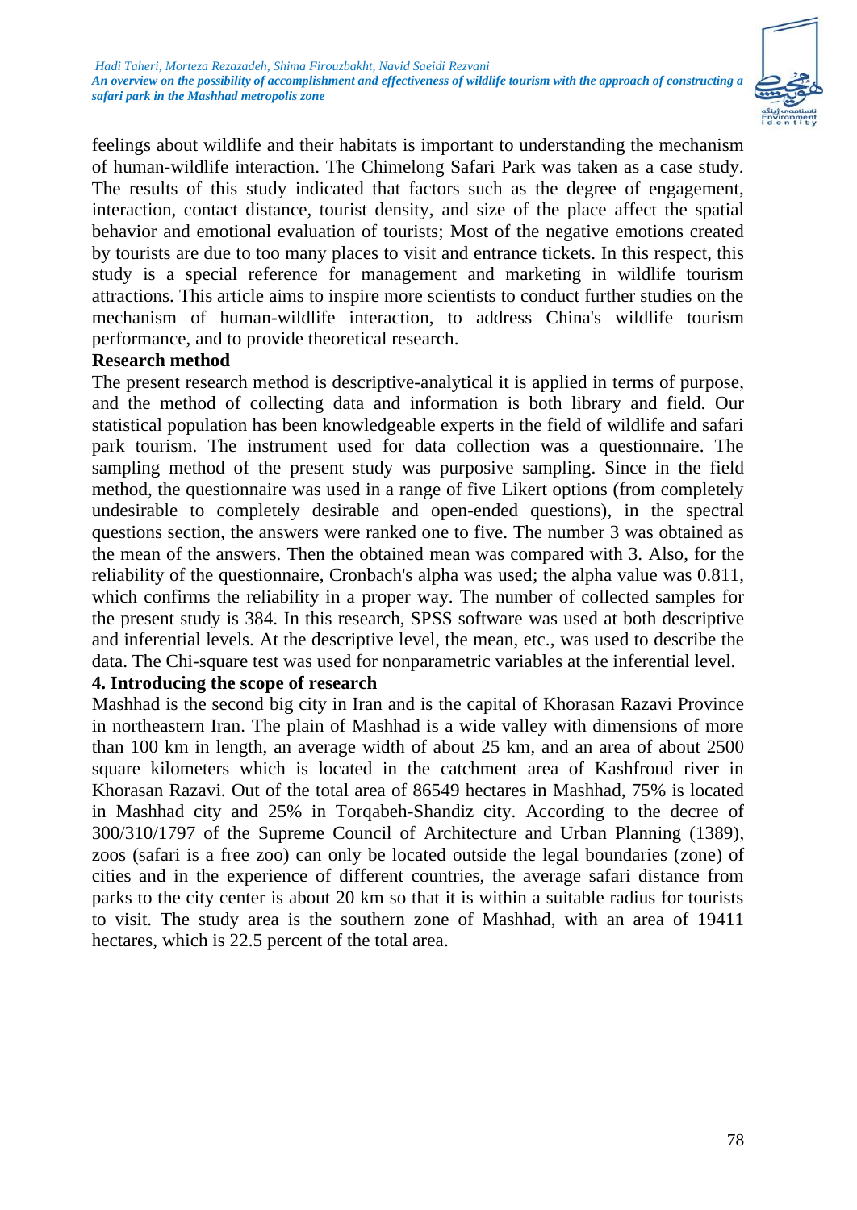feelings about wildlife and their habitats is important to understanding the mechanism of human-wildlife interaction. The Chimelong Safari Park was taken as a case study. The results of this study indicated that factors such as the degree of engagement, interaction, contact distance, tourist density, and size of the place affect the spatial behavior and emotional evaluation of tourists; Most of the negative emotions created by tourists are due to too many places to visit and entrance tickets. In this respect, this study is a special reference for management and marketing in wildlife tourism attractions. This article aims to inspire more scientists to conduct further studies on the mechanism of human-wildlife interaction, to address China's wildlife tourism performance, and to provide theoretical research.

**Research method**

The present research method is descriptive-analytical it is applied in terms of purpose, and the method of collecting data and information is both library and field. Our statistical population has been knowledgeable experts in the field of wildlife and safari park tourism. The instrument used for data collection was a questionnaire. The sampling method of the present study was purposive sampling. Since in the field method, the questionnaire was used in a range of five Likert options (from completely undesirable to completely desirable and open-ended questions), in the spectral questions section, the answers were ranked one to five. The number 3 was obtained as the mean of the answers. Then the obtained mean was compared with 3. Also, for the reliability of the questionnaire, Cronbach's alpha was used; the alpha value was 0.811, which confirms the reliability in a proper way. The number of collected samples for the present study is 384. In this research, SPSS software was used at both descriptive and inferential levels. At the descriptive level, the mean, etc., was used to describe the data. The Chi-square test was used for nonparametric variables at the inferential level.

## 4. Introducing the scope of research

Mashhad is the second big city in Iran and is the capital of Khorasan Razavi Province in northeastern Iran. The plain of Mashhad is a wide valley with dimensions of more than 100 km in length, an average width of about 25 km, and an area of about 2500 square kilometers which is located in the catchment area of Kashfroud river in Khorasan Razavi. Out of the total area of 86549 hectares in Mashhad, 75% is located in Mashhad city and 25% in Torqabeh-Shandiz city. According to the decree of 300/310/1797 of the Supreme Council of Architecture and Urban Planning (1389), zoos (safari is a free zoo) can only be located outside the legal boundaries (zone) of cities and in the experience of different countries, the average safari distance from parks to the city center is about 20 km so that it is within a suitable radius for tourists to visit. The study area is the southern zone of Mashhad, with an area of 19411 hectares, which is 22.5 percent of the total area.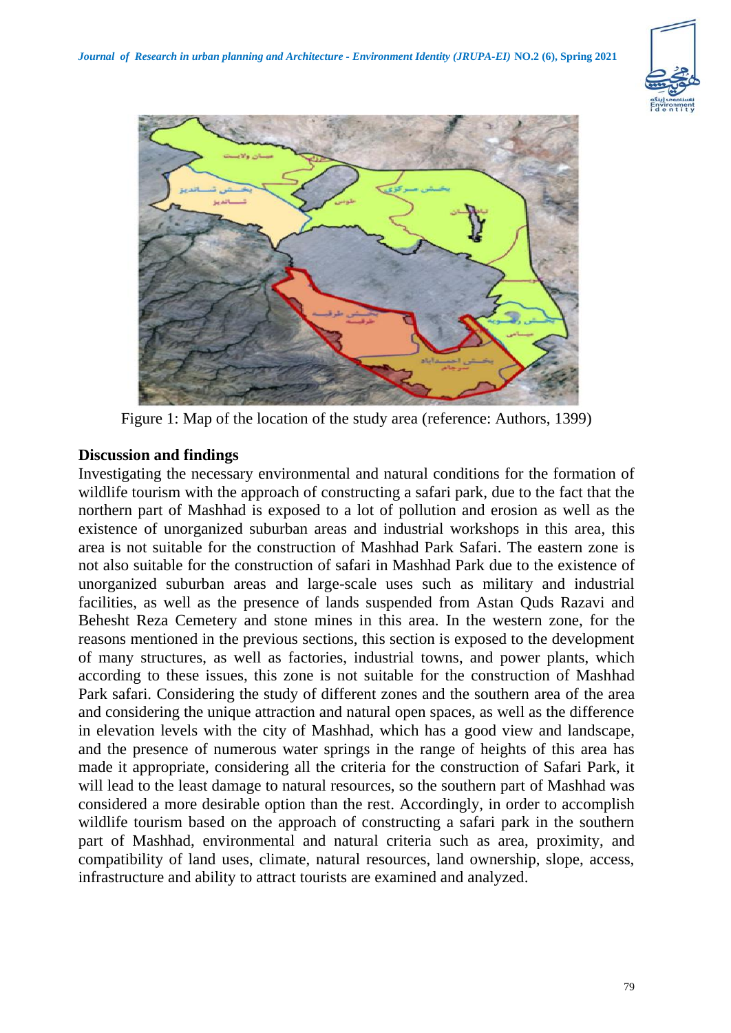Figure 1: Map of the location of the study area (reference: Authors, 1399)

**Discussion and findings**

Investigating the necessary environmental and natural conditions for the formation of wildlife tourism with the approach of constructing a safari park, due to the fact that the northern part of Mashhad is exposed to a lot of pollution and erosion as well as the existence of unorganized suburban areas and industrial workshops in this area, this area is not suitable for the construction of Mashhad Park Safari. The eastern zone is not also suitable for the construction of safari in Mashhad Park due to the existence of unorganized suburban areas and large-scale uses such as military and industrial facilities, as well as the presence of lands suspended from Astan Quds Razavi and Behesht Reza Cemetery and stone mines in this area. In the western zone, for the reasons mentioned in the previous sections, this section is exposed to the development of many structures, as well as factories, industrial towns, and power plants, which according to these issues, this zone is not suitable for the construction of Mashhad Park safari. Considering the study of different zones and the southern area of the area and considering the unique attraction and natural open spaces, as well as the difference in elevation levels with the city of Mashhad, which has a good view and landscape, and the presence of numerous water springs in the range of heights of this area has made it appropriate, considering all the criteria for the construction of Safari Park, it will lead to the least damage to natural resources, so the southern part of Mashhad was considered a more desirable option than the rest. Accordingly, in order to accomplish wildlife tourism based on the approach of constructing a safari park in the southern part of Mashhad, environmental and natural criteria such as area, proximity, and compatibility of land uses, climate, natural resources, land ownership, slope, access, infrastructure and ability to attract tourists are examined and analyzed.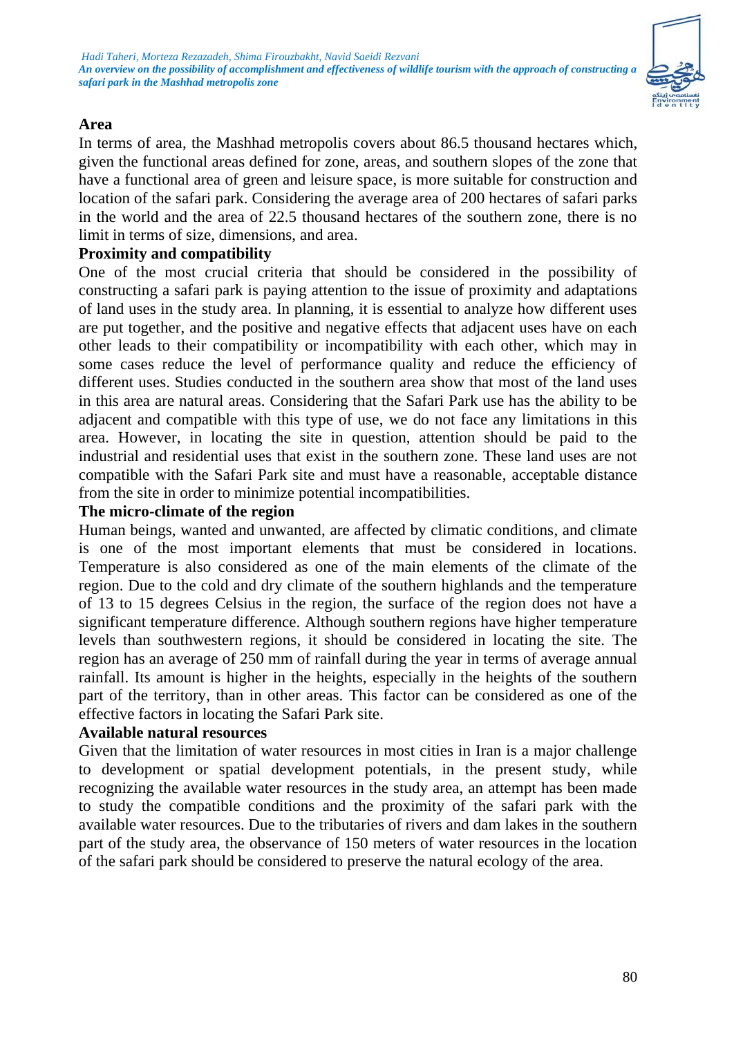### Area

In terms of area, the Mashhad metropolis covers about 86.5 thousand hectares which, given the functional areas defined for zone, areas, and southern slopes of the zone that have a functional area of green and leisure space, is more suitable for construction and location of the safari park. Considering the average area of 200 hectares of safari parks in the world and the area of 22.5 thousand hectares of the southern zone, there is no limit in terms of size, dimensions, and area.

### Proximity and compatibility

One of the most crucial criteria that should be considered in the possibility of constructing a safari park is paying attention to the issue of proximity and adaptations of land uses in the study area. In planning, it is essential to analyze how different uses are put together, and the positive and negative effects that adjacent uses have on each other leads to their compatibility or incompatibility with each other, which may in some cases reduce the level of performance quality and reduce the efficiency of different uses. Studies conducted in the southern area show that most of the land uses in this area are natural areas. Considering that the Safari Park use has the ability to be adjacent and compatible with this type of use, we do not face any limitations in this area. However, in locating the site in question, attention should be paid to the industrial and residential uses that exist in the southern zone. These land uses are not compatible with the Safari Park site and must have a reasonable, acceptable distance from the site in order to minimize potential incompatibilities.

### The micro-climate of the region

Human beings, wanted and unwanted, are affected by climatic conditions, and climate is one of the most important elements that must be considered in locations. Temperature is also considered as one of the main elements of the climate of the region. Due to the cold and dry climate of the southern highlands and the temperature of 13 to 15 degrees Celsius in the region, the surface of the region does not have a significant temperature difference. Although southern regions have higher temperature levels than southwestern regions, it should be considered in locating the site. The region has an average of 250 mm of rainfall during the year in terms of average annual rainfall. Its amount is higher in the heights, especially in the heights of the southern part of the territory, than in other areas. This factor can be considered as one of the effective factors in locating the Safari Park site.

### Available natural resources

Given that the limitation of water resources in most cities in Iran is a major challenge to development or spatial development potentials, in the present study, while recognizing the available water resources in the study area, an attempt has been made to study the compatible conditions and the proximity of the safari park with the available water resources. Due to the tributaries of rivers and dam lakes in the southern part of the study area, the observance of 150 meters of water resources in the location of the safari park should be considered to preserve the natural ecology of the area.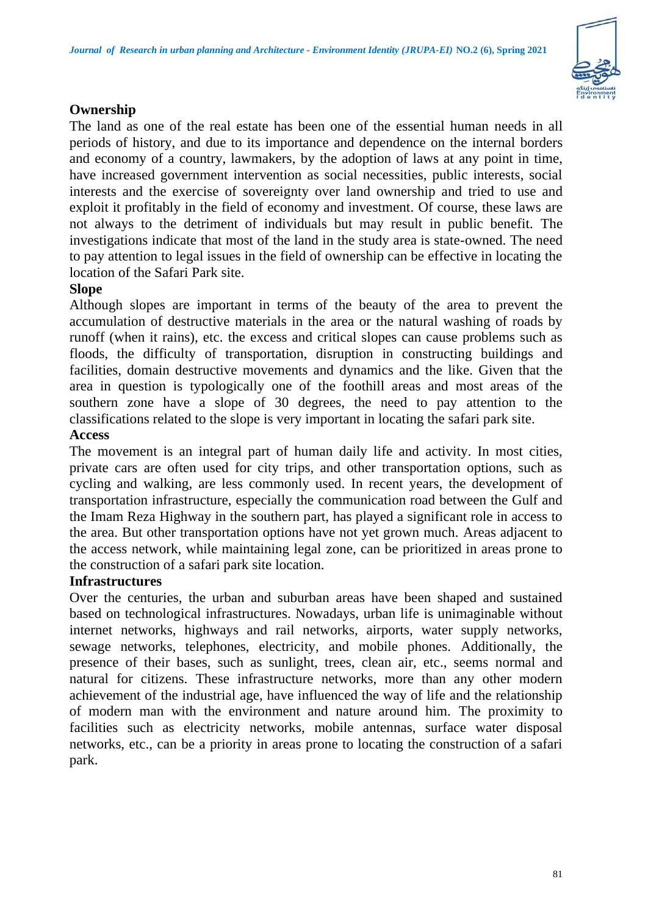### Ownership

The land as one of the real estate has been one of the essential human needs in all periods of history, and due to its importance and dependence on the internal borders and economy of a country, lawmakers, by the adoption of laws at any point in time, have increased government intervention as social necessities, public interests, social interests and the exercise of sovereignty over land ownership and tried to use and exploit it profitably in the field of economy and investment. Of course, these laws are not always to the detriment of individuals but may result in public benefit. The investigations indicate that most of the land in the study area is state-owned. The need to pay attention to legal issues in the field of ownership can be effective in locating the location of the Safari Park site.

### Slope

Although slopes are important in terms of the beauty of the area to prevent the accumulation of destructive materials in the area or the natural washing of roads by runoff (when it rains), etc. the excess and critical slopes can cause problems such as floods, the difficulty of transportation, disruption in constructing buildings and facilities, domain destructive movements and dynamics and the like. Given that the area in question is typologically one of the foothill areas and most areas of the southern zone have a slope of 30 degrees, the need to pay attention to the classifications related to the slope is very important in locating the safari park site.

### Access

The movement is an integral part of human daily life and activity. In most cities, private cars are often used for city trips, and other transportation options, such as cycling and walking, are less commonly used. In recent years, the development of transportation infrastructure, especially the communication road between the Gulf and the Imam Reza Highway in the southern part, has played a significant role in access to the area. But other transportation options have not yet grown much. Areas adjacent to the access network, while maintaining legal zone, can be prioritized in areas prone to the construction of a safari park site location.

### Infrastructures

Over the centuries, the urban and suburban areas have been shaped and sustained based on technological infrastructures. Nowadays, urban life is unimaginable without internet networks, highways and rail networks, airports, water supply networks, sewage networks, telephones, electricity, and mobile phones. Additionally, the presence of their bases, such as sunlight, trees, clean air, etc., seems normal and natural for citizens. These infrastructure networks, more than any other modern achievement of the industrial age, have influenced the way of life and the relationship of modern man with the environment and nature around him. The proximity to facilities such as electricity networks, mobile antennas, surface water disposal networks, etc., can be a priority in areas prone to locating the construction of a safari park.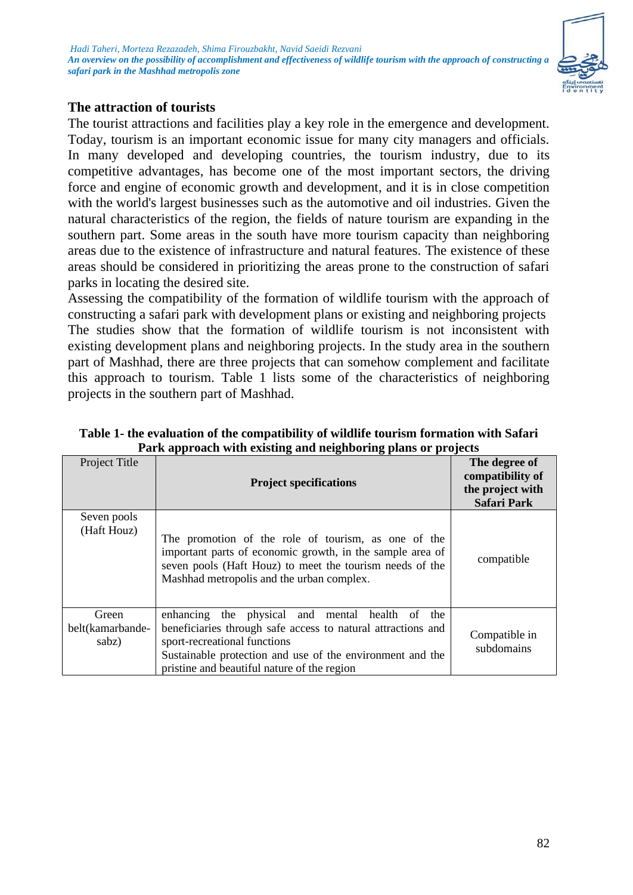## The attraction of tourists

The tourist attractions and facilities play a key role in the emergence and development. Today, tourism is an important economic issue for many city managers and officials. In many developed and developing countries, the tourism industry, due to its competitive advantages, has become one of the most important sectors, the driving force and engine of economic growth and development, and it is in close competition with the world's largest businesses such as the automotive and oil industries. Given the natural characteristics of the region, the fields of nature tourism are expanding in the southern part. Some areas in the south have more tourism capacity than neighboring areas due to the existence of infrastructure and natural features. The existence of these areas should be considered in prioritizing the areas prone to the construction of safari parks in locating the desired site.

Assessing the compatibility of the formation of wildlife tourism with the approach of constructing a safari park with development plans or existing and neighboring projects

The studies show that the formation of wildlife tourism is not inconsistent with existing development plans and neighboring projects. In the study area in the southern part of Mashhad, there are three projects that can somehow complement and facilitate this approach to tourism. Table 1 lists some of the characteristics of neighboring projects in the southern part of Mashhad.

**Table 1- the evaluation of the compatibility of wildlife tourism formation with Safari Park approach with existing and neighboring plans or projects**

| Project Title | **Project specifications** | **The degree of compatibility of the project with Safari Park** |
|---|---|---|
| Seven pools (Haft Houz) | The promotion of the role of tourism, as one of the important parts of economic growth, in the sample area of seven pools (Haft Houz) to meet the tourism needs of the Mashhad metropolis and the urban complex. | compatible |
| Green belt(kamarbande-sabz) | enhancing the physical and mental health of the beneficiaries through safe access to natural attractions and sport-recreational functions<br>Sustainable protection and use of the environment and the pristine and beautiful nature of the region | Compatible in subdomains |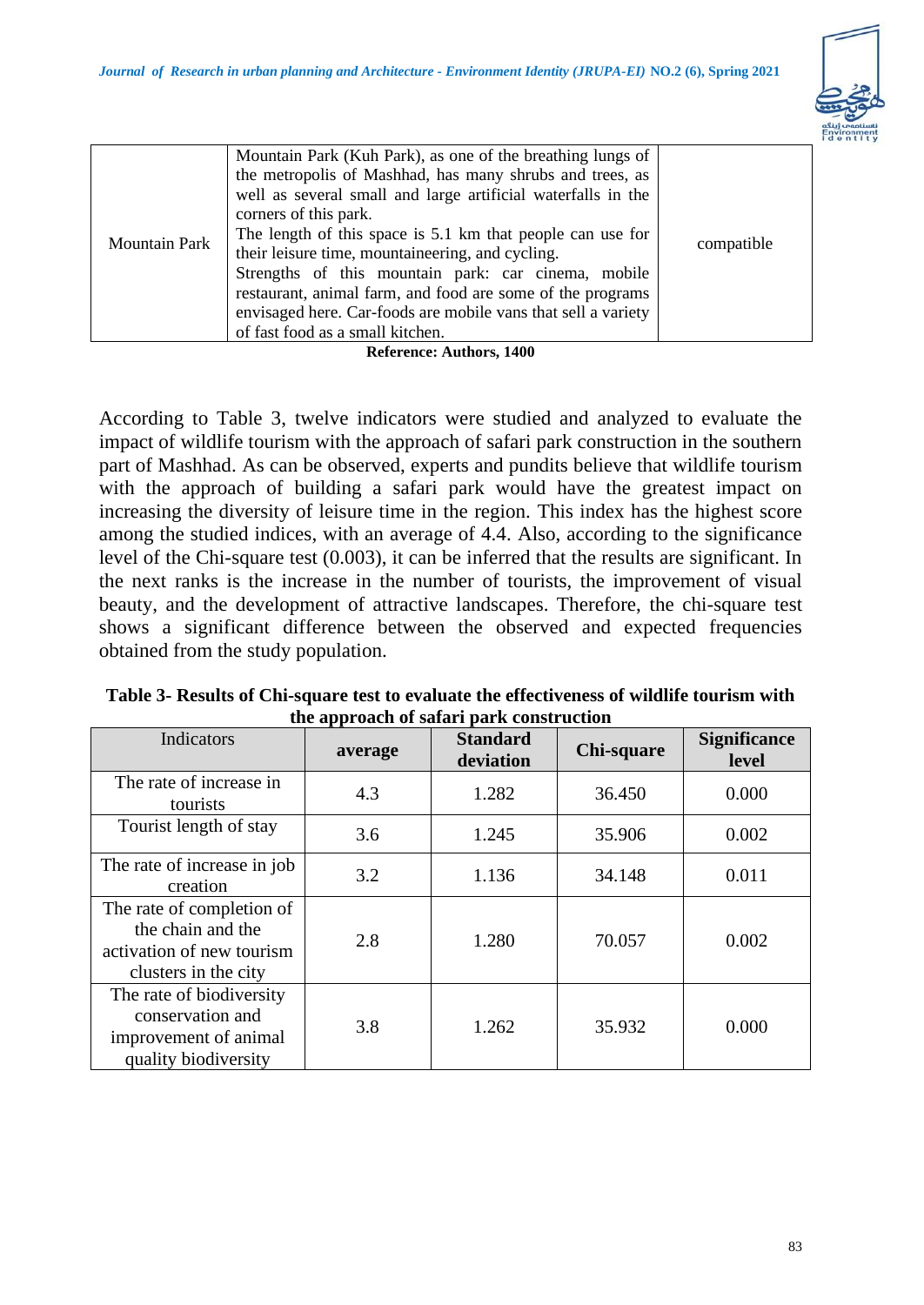| Mountain Park | Mountain Park (Kuh Park), as one of the breathing lungs of the metropolis of Mashhad, has many shrubs and trees, as well as several small and large artificial waterfalls in the corners of this park. The length of this space is 5.1 km that people can use for their leisure time, mountaineering, and cycling. Strengths of this mountain park: car cinema, mobile restaurant, animal farm, and food are some of the programs envisaged here. Car-foods are mobile vans that sell a variety of fast food as a small kitchen. | compatible |
|---|---|---|

**Reference: Authors, 1400**

According to Table 3, twelve indicators were studied and analyzed to evaluate the impact of wildlife tourism with the approach of safari park construction in the southern part of Mashhad. As can be observed, experts and pundits believe that wildlife tourism with the approach of building a safari park would have the greatest impact on increasing the diversity of leisure time in the region. This index has the highest score among the studied indices, with an average of 4.4. Also, according to the significance level of the Chi-square test (0.003), it can be inferred that the results are significant. In the next ranks is the increase in the number of tourists, the improvement of visual beauty, and the development of attractive landscapes. Therefore, the chi-square test shows a significant difference between the observed and expected frequencies obtained from the study population.

**Table 3- Results of Chi-square test to evaluate the effectiveness of wildlife tourism with the approach of safari park construction**

| Indicators | **average** | **Standard deviation** | **Chi-square** | **Significance level** |
|---|---|---|---|---|
| The rate of increase in tourists | 4.3 | 1.282 | 36.450 | 0.000 |
| Tourist length of stay | 3.6 | 1.245 | 35.906 | 0.002 |
| The rate of increase in job creation | 3.2 | 1.136 | 34.148 | 0.011 |
| The rate of completion of the chain and the activation of new tourism clusters in the city | 2.8 | 1.280 | 70.057 | 0.002 |
| The rate of biodiversity conservation and improvement of animal quality biodiversity | 3.8 | 1.262 | 35.932 | 0.000 |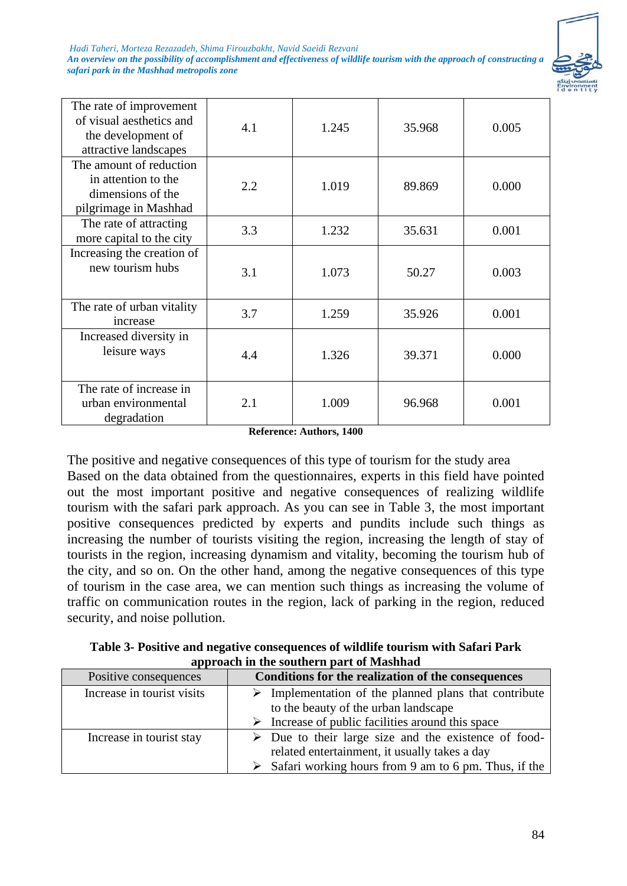| | | | | |
|---|---|---|---|---|
| The rate of improvement of visual aesthetics and the development of attractive landscapes | 4.1 | 1.245 | 35.968 | 0.005 |
| The amount of reduction in attention to the dimensions of the pilgrimage in Mashhad | 2.2 | 1.019 | 89.869 | 0.000 |
| The rate of attracting more capital to the city | 3.3 | 1.232 | 35.631 | 0.001 |
| Increasing the creation of new tourism hubs | 3.1 | 1.073 | 50.27 | 0.003 |
| The rate of urban vitality increase | 3.7 | 1.259 | 35.926 | 0.001 |
| Increased diversity in leisure ways | 4.4 | 1.326 | 39.371 | 0.000 |
| The rate of increase in urban environmental degradation | 2.1 | 1.009 | 96.968 | 0.001 |

**Reference: Authors, 1400**

The positive and negative consequences of this type of tourism for the study area

Based on the data obtained from the questionnaires, experts in this field have pointed out the most important positive and negative consequences of realizing wildlife tourism with the safari park approach. As you can see in Table 3, the most important positive consequences predicted by experts and pundits include such things as increasing the number of tourists visiting the region, increasing the length of stay of tourists in the region, increasing dynamism and vitality, becoming the tourism hub of the city, and so on. On the other hand, among the negative consequences of this type of tourism in the case area, we can mention such things as increasing the volume of traffic on communication routes in the region, lack of parking in the region, reduced security, and noise pollution.

**Table 3- Positive and negative consequences of wildlife tourism with Safari Park approach in the southern part of Mashhad**

| Positive consequences | **Conditions for the realization of the consequences** |
|---|---|
| Increase in tourist visits | ➢ Implementation of the planned plans that contribute to the beauty of the urban landscape<br>➢ Increase of public facilities around this space |
| Increase in tourist stay | ➢ Due to their large size and the existence of food-related entertainment, it usually takes a day<br>➢ Safari working hours from 9 am to 6 pm. Thus, if the |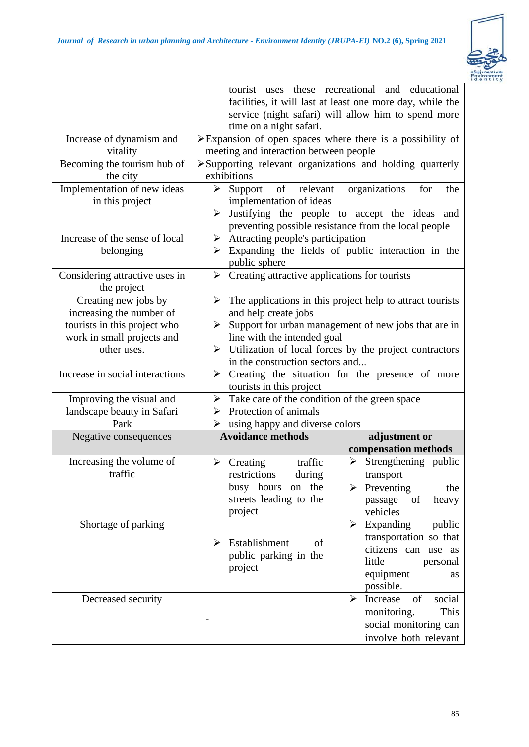| | | |
|---|---|---|
| | tourist uses these recreational and educational facilities, it will last at least one more day, while the service (night safari) will allow him to spend more time on a night safari. | |
| Increase of dynamism and vitality | ➢Expansion of open spaces where there is a possibility of meeting and interaction between people | |
| Becoming the tourism hub of the city | ➢Supporting relevant organizations and holding quarterly exhibitions | |
| Implementation of new ideas in this project | ➢ Support of relevant organizations for the implementation of ideas<br>➢ Justifying the people to accept the ideas and preventing possible resistance from the local people | |
| Increase of the sense of local belonging | ➢ Attracting people's participation<br>➢ Expanding the fields of public interaction in the public sphere | |
| Considering attractive uses in the project | ➢ Creating attractive applications for tourists | |
| Creating new jobs by increasing the number of tourists in this project who work in small projects and other uses. | ➢ The applications in this project help to attract tourists and help create jobs<br>➢ Support for urban management of new jobs that are in line with the intended goal<br>➢ Utilization of local forces by the project contractors in the construction sectors and... | |
| Increase in social interactions | ➢ Creating the situation for the presence of more tourists in this project | |
| Improving the visual and landscape beauty in Safari Park | ➢ Take care of the condition of the green space<br>➢ Protection of animals<br>➢ using happy and diverse colors | |
| Negative consequences | **Avoidance methods** | **adjustment or compensation methods** |
| Increasing the volume of traffic | ➢ Creating traffic restrictions during busy hours on the streets leading to the project | ➢ Strengthening public transport<br>➢ Preventing the passage of heavy vehicles |
| Shortage of parking | ➢ Establishment of public parking in the project | ➢ Expanding public transportation so that citizens can use as little personal equipment as possible. |
| Decreased security | - | ➢ Increase of social monitoring. This social monitoring can involve both relevant |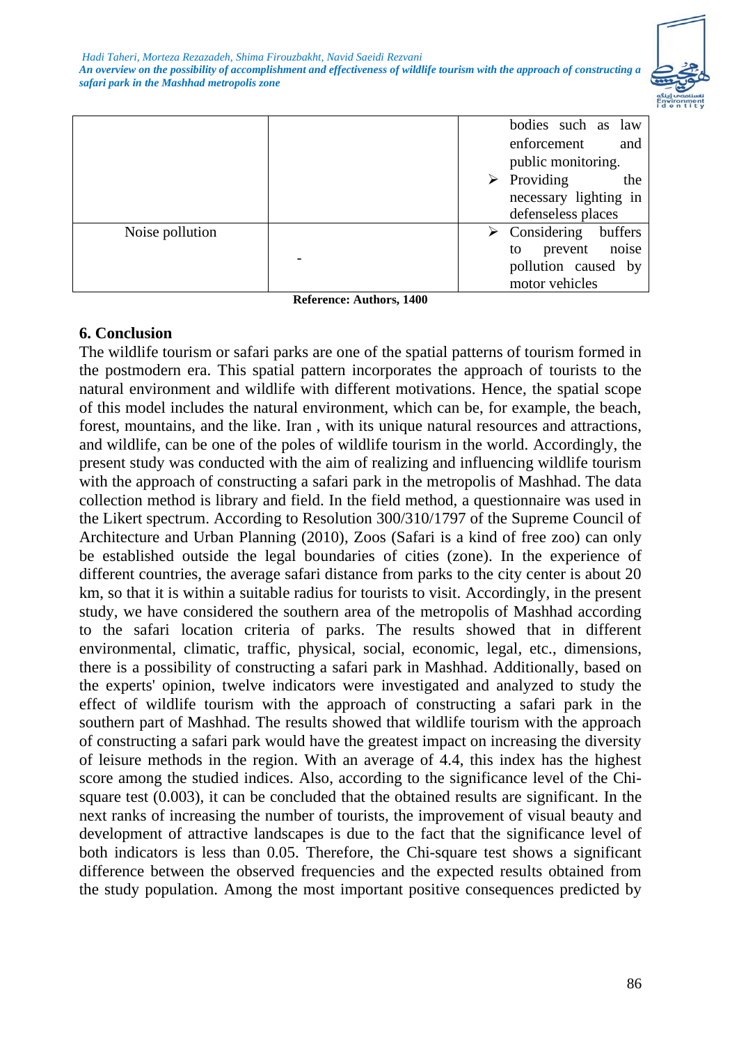| | | |
|---|---|---|
| | | bodies such as law enforcement and public monitoring.<br>➢ Providing the necessary lighting in defenseless places |
| Noise pollution | - | ➢ Considering buffers to prevent noise pollution caused by motor vehicles |

**Reference: Authors, 1400**

## 6. Conclusion

The wildlife tourism or safari parks are one of the spatial patterns of tourism formed in the postmodern era. This spatial pattern incorporates the approach of tourists to the natural environment and wildlife with different motivations. Hence, the spatial scope of this model includes the natural environment, which can be, for example, the beach, forest, mountains, and the like. Iran , with its unique natural resources and attractions, and wildlife, can be one of the poles of wildlife tourism in the world. Accordingly, the present study was conducted with the aim of realizing and influencing wildlife tourism with the approach of constructing a safari park in the metropolis of Mashhad. The data collection method is library and field. In the field method, a questionnaire was used in the Likert spectrum. According to Resolution 300/310/1797 of the Supreme Council of Architecture and Urban Planning (2010), Zoos (Safari is a kind of free zoo) can only be established outside the legal boundaries of cities (zone). In the experience of different countries, the average safari distance from parks to the city center is about 20 km, so that it is within a suitable radius for tourists to visit. Accordingly, in the present study, we have considered the southern area of the metropolis of Mashhad according to the safari location criteria of parks. The results showed that in different environmental, climatic, traffic, physical, social, economic, legal, etc., dimensions, there is a possibility of constructing a safari park in Mashhad. Additionally, based on the experts' opinion, twelve indicators were investigated and analyzed to study the effect of wildlife tourism with the approach of constructing a safari park in the southern part of Mashhad. The results showed that wildlife tourism with the approach of constructing a safari park would have the greatest impact on increasing the diversity of leisure methods in the region. With an average of 4.4, this index has the highest score among the studied indices. Also, according to the significance level of the Chi-square test (0.003), it can be concluded that the obtained results are significant. In the next ranks of increasing the number of tourists, the improvement of visual beauty and development of attractive landscapes is due to the fact that the significance level of both indicators is less than 0.05. Therefore, the Chi-square test shows a significant difference between the observed frequencies and the expected results obtained from the study population. Among the most important positive consequences predicted by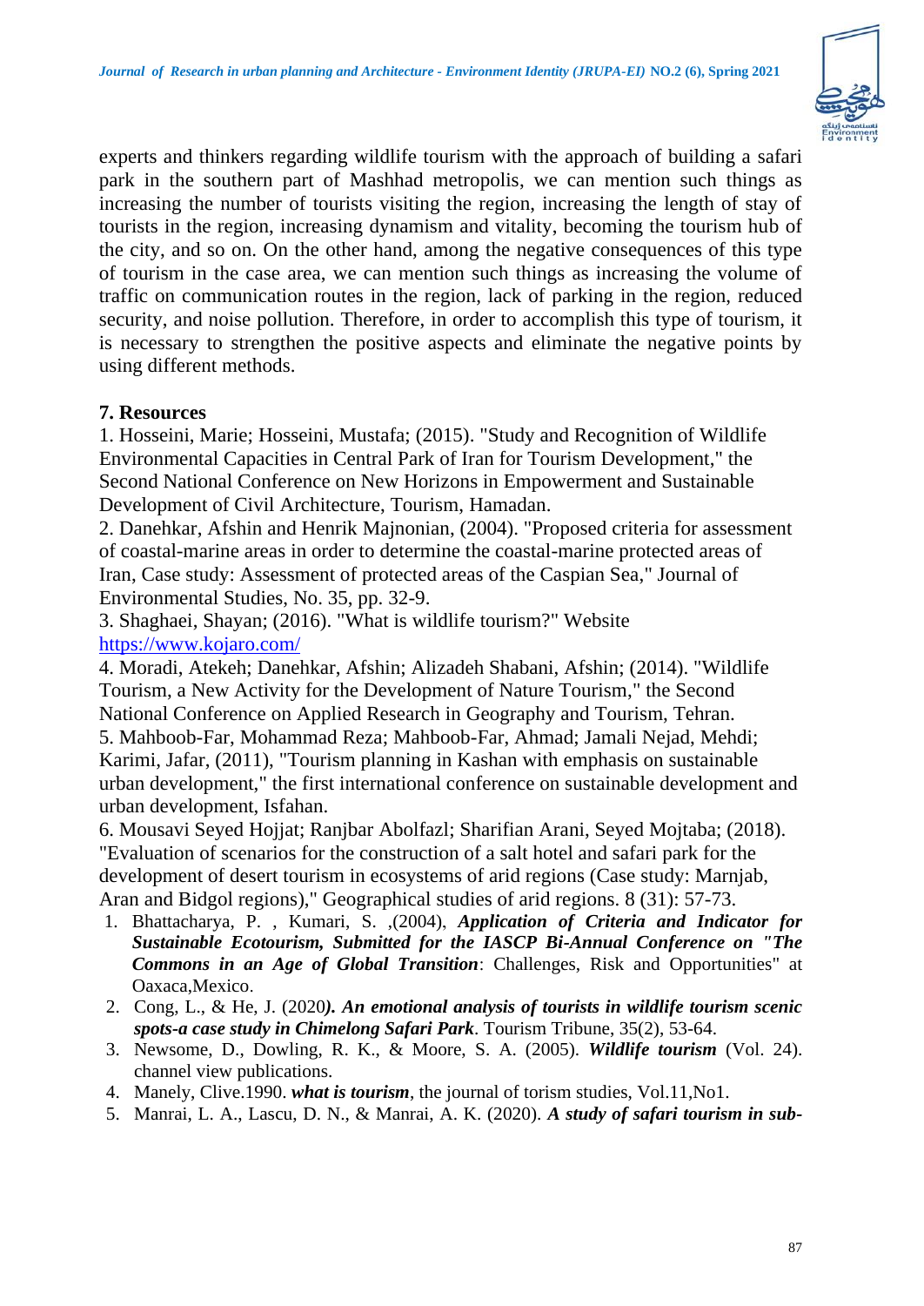experts and thinkers regarding wildlife tourism with the approach of building a safari park in the southern part of Mashhad metropolis, we can mention such things as increasing the number of tourists visiting the region, increasing the length of stay of tourists in the region, increasing dynamism and vitality, becoming the tourism hub of the city, and so on. On the other hand, among the negative consequences of this type of tourism in the case area, we can mention such things as increasing the volume of traffic on communication routes in the region, lack of parking in the region, reduced security, and noise pollution. Therefore, in order to accomplish this type of tourism, it is necessary to strengthen the positive aspects and eliminate the negative points by using different methods.

## 7. Resources

1. Hosseini, Marie; Hosseini, Mustafa; (2015). "Study and Recognition of Wildlife Environmental Capacities in Central Park of Iran for Tourism Development," the Second National Conference on New Horizons in Empowerment and Sustainable Development of Civil Architecture, Tourism, Hamadan.
2. Danehkar, Afshin and Henrik Majnonian, (2004). "Proposed criteria for assessment of coastal-marine areas in order to determine the coastal-marine protected areas of Iran, Case study: Assessment of protected areas of the Caspian Sea," Journal of Environmental Studies, No. 35, pp. 32-9.
3. Shaghaei, Shayan; (2016). "What is wildlife tourism?" Website [https://www.kojaro.com/](https://www.kojaro.com/)
4. Moradi, Atekeh; Danehkar, Afshin; Alizadeh Shabani, Afshin; (2014). "Wildlife Tourism, a New Activity for the Development of Nature Tourism," the Second National Conference on Applied Research in Geography and Tourism, Tehran.
5. Mahboob-Far, Mohammad Reza; Mahboob-Far, Ahmad; Jamali Nejad, Mehdi; Karimi, Jafar, (2011), "Tourism planning in Kashan with emphasis on sustainable urban development," the first international conference on sustainable development and urban development, Isfahan.
6. Mousavi Seyed Hojjat; Ranjbar Abolfazl; Sharifian Arani, Seyed Mojtaba; (2018). "Evaluation of scenarios for the construction of a salt hotel and safari park for the development of desert tourism in ecosystems of arid regions (Case study: Marnjab, Aran and Bidgol regions)," Geographical studies of arid regions. 8 (31): 57-73.

1. Bhattacharya, P. , Kumari, S. ,(2004), ***Application of Criteria and Indicator for Sustainable Ecotourism, Submitted for the IASCP Bi-Annual Conference on "The Commons in an Age of Global Transition***: Challenges, Risk and Opportunities" at Oaxaca,Mexico.
2. Cong, L., & He, J. (2020***). An emotional analysis of tourists in wildlife tourism scenic spots-a case study in Chimelong Safari Park***. Tourism Tribune, 35(2), 53-64.
3. Newsome, D., Dowling, R. K., & Moore, S. A. (2005). ***Wildlife tourism*** (Vol. 24). channel view publications.
4. Manely, Clive.1990. ***what is tourism***, the journal of torism studies, Vol.11,No1.
5. Manrai, L. A., Lascu, D. N., & Manrai, A. K. (2020). ***A study of safari tourism in sub-***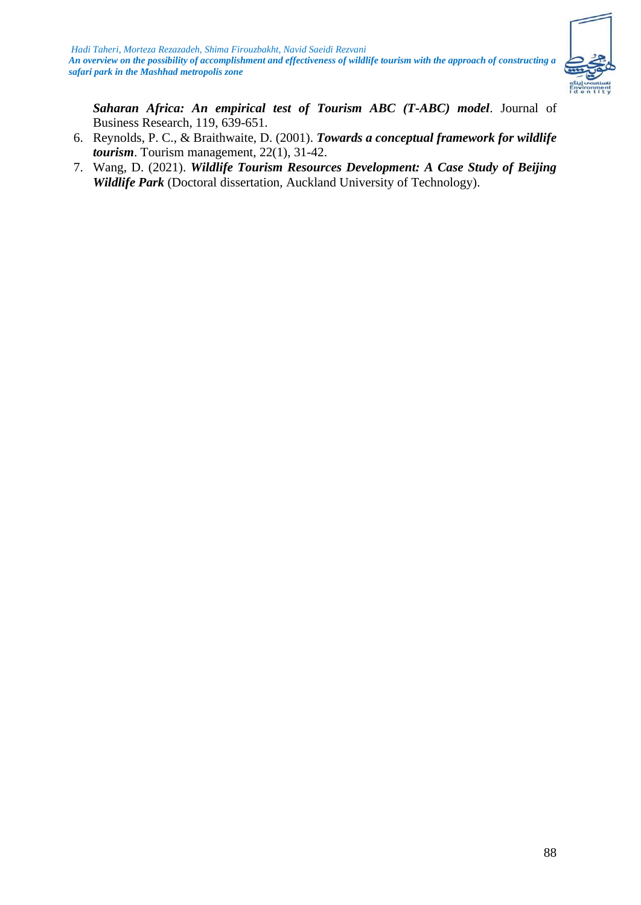***Saharan Africa: An empirical test of Tourism ABC (T-ABC) model***. Journal of Business Research, 119, 639-651.

6. Reynolds, P. C., & Braithwaite, D. (2001). ***Towards a conceptual framework for wildlife tourism***. Tourism management, 22(1), 31-42.
7. Wang, D. (2021). ***Wildlife Tourism Resources Development: A Case Study of Beijing Wildlife Park*** (Doctoral dissertation, Auckland University of Technology).